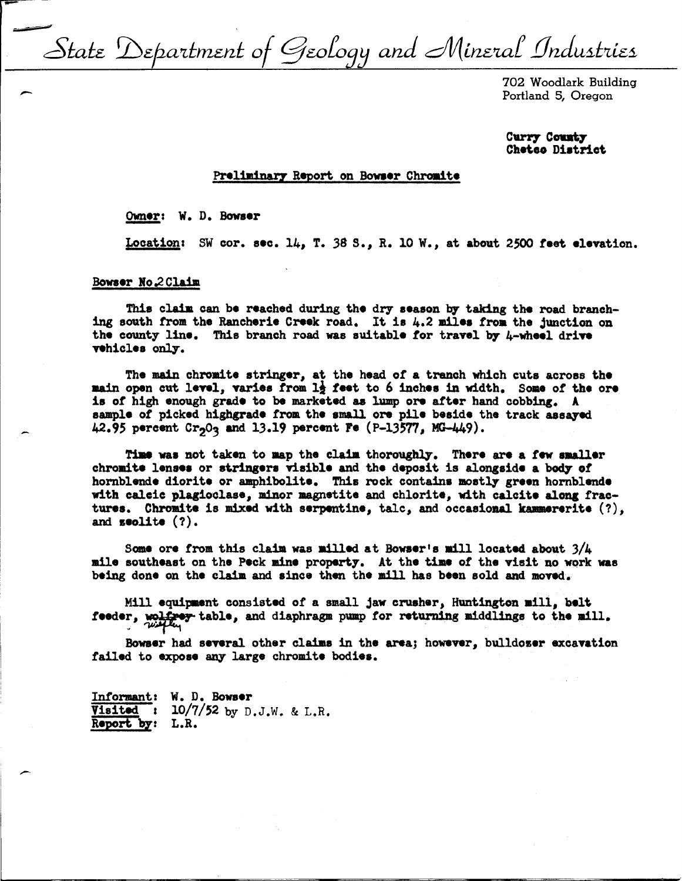# State Department of Geology and Mineral Industries

702 Woodlark Building
Portland 5, Oregon

**Curry County**
**Chetco District**

## Preliminary Report on Bowser Chromite

Owner: W. D. Bowser

Location: SW cor. sec. 14, T. 38 S., R. 10 W., at about 2500 feet elevation.

### Bowser No. 2 Claim

This claim can be reached during the dry season by taking the road branching south from the Rancherie Creek road. It is 4.2 miles from the junction on the county line. This branch road was suitable for travel by 4-wheel drive vehicles only.

The main chromite stringer, at the head of a trench which cuts across the main open cut level, varies from 1½ feet to 6 inches in width. Some of the ore is of high enough grade to be marketed as lump ore after hand cobbing. A sample of picked highgrade from the small ore pile beside the track assayed 42.95 percent $Cr_2O_3$ and 13.19 percent Fe (P-13577, MG-449).

Time was not taken to map the claim thoroughly. There are a few smaller chromite lenses or stringers visible and the deposit is alongside a body of hornblende diorite or amphibolite. This rock contains mostly green hornblende with calcic plagioclase, minor magnetite and chlorite, with calcite along fractures. Chromite is mixed with serpentine, talc, and occasional kammererite (?), and zeolite (?).

Some ore from this claim was milled at Bowser's mill located about 3/4 mile southeast on the Peck mine property. At the time of the visit no work was being done on the claim and since then the mill has been sold and moved.

Mill equipment consisted of a small jaw crusher, Huntington mill, belt feeder, ~~wolfrey~~ wifley table, and diaphragm pump for returning middlings to the mill.

Bowser had several other claims in the area; however, bulldozer excavation failed to expose any large chromite bodies.

Informant: W. D. Bowser
Visited: 10/7/52 by D.J.W. & L.R.
Report by: L.R.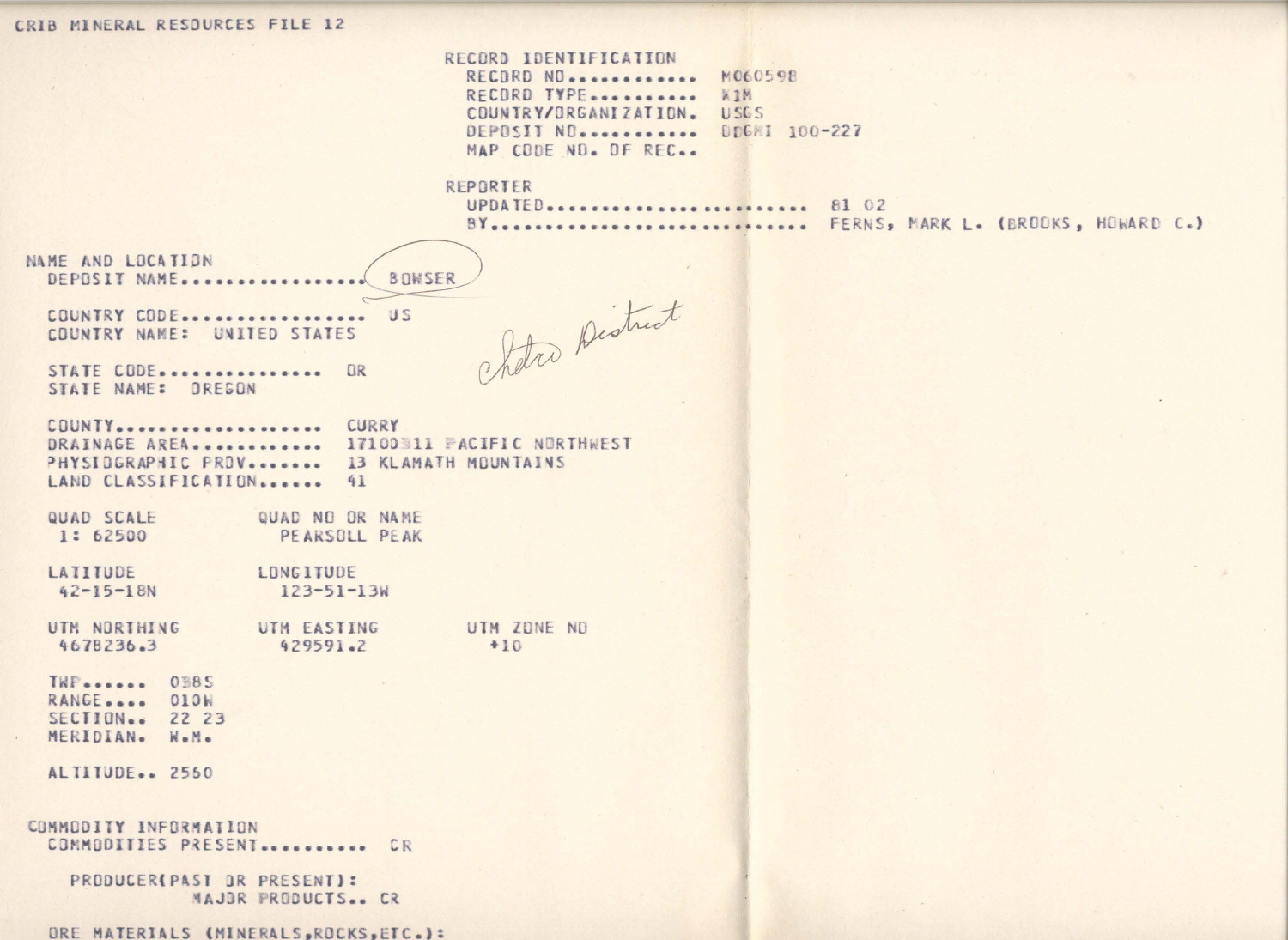CRIB MINERAL RESOURCES FILE 12

## RECORD IDENTIFICATION

RECORD NO........... M060598
RECORD TYPE.......... X1M
COUNTRY/ORGANIZATION. USGS
DEPOSIT NO........... DDGMI 100-227
MAP CODE NO. OF REC..

## REPORTER

UPDATED....................... 81 02
BY............................ FERNS, MARK L. (BROOKS, HOWARD C.)

## NAME AND LOCATION

DEPOSIT NAME................. BOWSER

*Chetco District*

COUNTRY CODE................. US
COUNTRY NAME: UNITED STATES

STATE CODE............... OR
STATE NAME: OREGON

COUNTY................... CURRY
DRAINAGE AREA............ 17100311 PACIFIC NORTHWEST
PHYSIOGRAPHIC PROV....... 13 KLAMATH MOUNTAINS
LAND CLASSIFICATION...... 41

| QUAD SCALE | QUAD NO OR NAME | |
|---|---|---|
| 1: 62500 | PEARSOLL PEAK | |
| **LATITUDE** | **LONGITUDE** | |
| 42-15-18N | 123-51-13W | |
| **UTM NORTHING** | **UTM EASTING** | **UTM ZONE NO** |
| 4678236.3 | 429591.2 | +10 |

TWP...... 038S
RANGE.... 010W
SECTION.. 22 23
MERIDIAN. W.M.

ALTITUDE.. 2550

## COMMODITY INFORMATION

COMMODITIES PRESENT.......... CR

PRODUCER(PAST OR PRESENT):
MAJOR PRODUCTS.. CR

ORE MATERIALS (MINERALS,ROCKS,ETC.):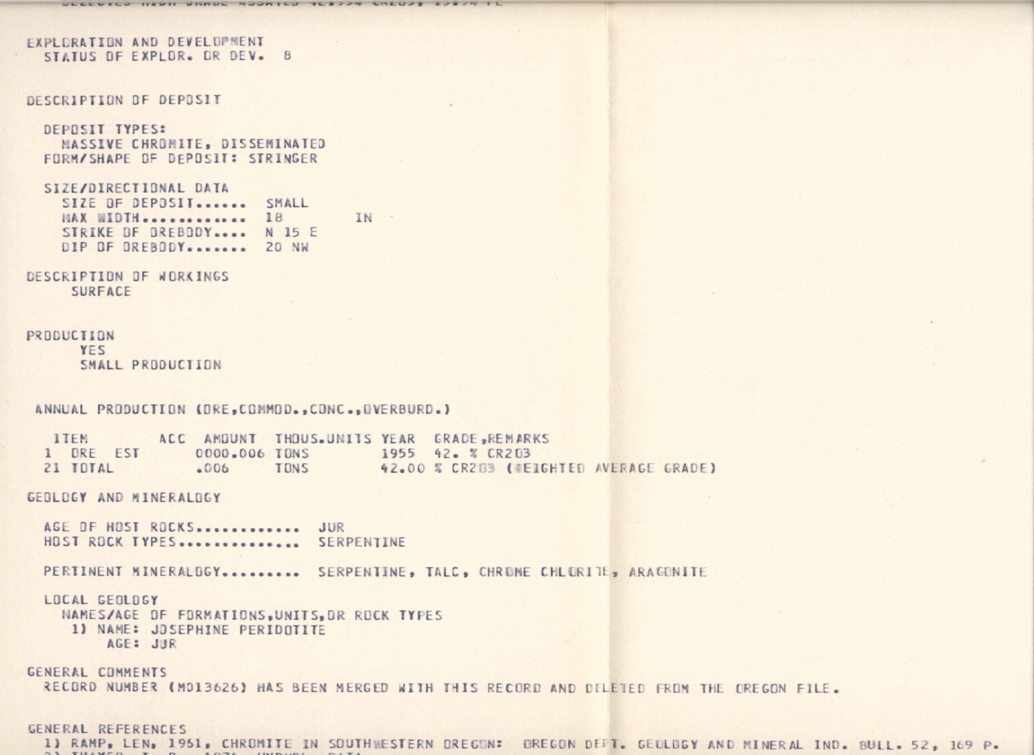EXPLORATION AND DEVELOPMENT
  STATUS OF EXPLOR. OR DEV.   8

DESCRIPTION OF DEPOSIT

  DEPOSIT TYPES:
    MASSIVE CHROMITE, DISSEMINATED
  FORM/SHAPE OF DEPOSIT: STRINGER

  SIZE/DIRECTIONAL DATA
    SIZE OF DEPOSIT...... SMALL
    MAX WIDTH............ 18   IN
    STRIKE OF OREBODY.... N 15 E
    DIP OF OREBODY....... 20 NW

DESCRIPTION OF WORKINGS
    SURFACE

PRODUCTION
    YES
    SMALL PRODUCTION

ANNUAL PRODUCTION (ORE,COMMOD.,CONC.,OVERBURD.)

| ITEM | ACC | AMOUNT | THOUS.UNITS | YEAR | GRADE,REMARKS |
|---|---|---|---|---|---|
| 1 ORE | EST | 0000.006 | TONS | 1955 | 42. % CR2O3 |
| 21 TOTAL | | .006 | TONS | | 42.00 % CR2O3 (WEIGHTED AVERAGE GRADE) |

GEOLOGY AND MINERALOGY

  AGE OF HOST ROCKS............ JUR
  HOST ROCK TYPES.............. SERPENTINE

  PERTINENT MINERALOGY......... SERPENTINE, TALC, CHROME CHLORITE, ARAGONITE

  LOCAL GEOLOGY
    NAMES/AGE OF FORMATIONS,UNITS,OR ROCK TYPES
     1) NAME: JOSEPHINE PERIDOTITE
        AGE: JUR

GENERAL COMMENTS
  RECORD NUMBER (M013626) HAS BEEN MERGED WITH THIS RECORD AND DELETED FROM THE OREGON FILE.

GENERAL REFERENCES
  1) RAMP, LEN, 1961, CHROMITE IN SOUTHWESTERN OREGON: OREGON DEPT. GEOLOGY AND MINERAL IND. BULL. 52, 169 P.